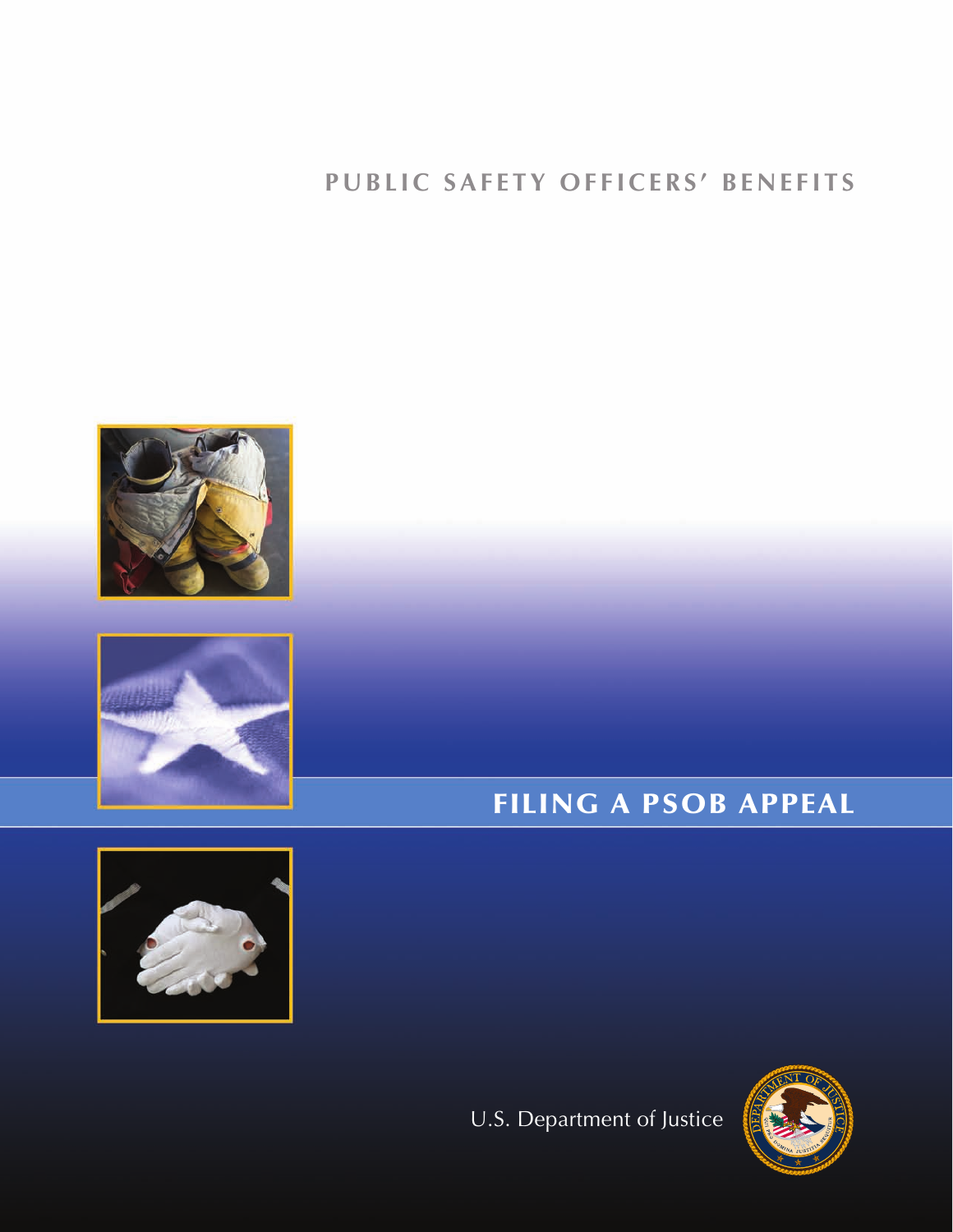PUBLIC SAFETY OFFICERS' BENEFITS

# FILING A PSOB APPEAL

U.S. Department of Justice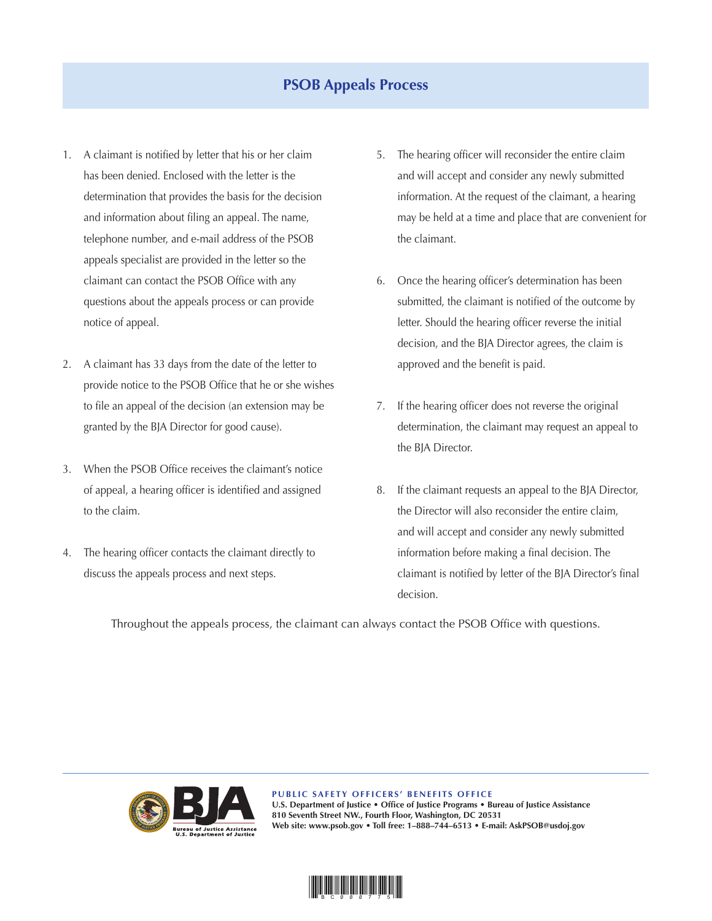## PSOB Appeals Process

1. A claimant is notified by letter that his or her claim has been denied. Enclosed with the letter is the determination that provides the basis for the decision and information about filing an appeal. The name, telephone number, and e-mail address of the PSOB appeals specialist are provided in the letter so the claimant can contact the PSOB Office with any questions about the appeals process or can provide notice of appeal.

2. A claimant has 33 days from the date of the letter to provide notice to the PSOB Office that he or she wishes to file an appeal of the decision (an extension may be granted by the BJA Director for good cause).

3. When the PSOB Office receives the claimant's notice of appeal, a hearing officer is identified and assigned to the claim.

4. The hearing officer contacts the claimant directly to discuss the appeals process and next steps.

5. The hearing officer will reconsider the entire claim and will accept and consider any newly submitted information. At the request of the claimant, a hearing may be held at a time and place that are convenient for the claimant.

6. Once the hearing officer's determination has been submitted, the claimant is notified of the outcome by letter. Should the hearing officer reverse the initial decision, and the BJA Director agrees, the claim is approved and the benefit is paid.

7. If the hearing officer does not reverse the original determination, the claimant may request an appeal to the BJA Director.

8. If the claimant requests an appeal to the BJA Director, the Director will also reconsider the entire claim, and will accept and consider any newly submitted information before making a final decision. The claimant is notified by letter of the BJA Director's final decision.

Throughout the appeals process, the claimant can always contact the PSOB Office with questions.

---

BJA
Bureau of Justice Assistance
U.S. Department of Justice

**PUBLIC SAFETY OFFICERS' BENEFITS OFFICE**
**U.S. Department of Justice • Office of Justice Programs • Bureau of Justice Assistance**
**810 Seventh Street NW., Fourth Floor, Washington, DC 20531**
**Web site: www.psob.gov • Toll free: 1–888–744–6513 • E-mail: AskPSOB@usdoj.gov**

BC000775